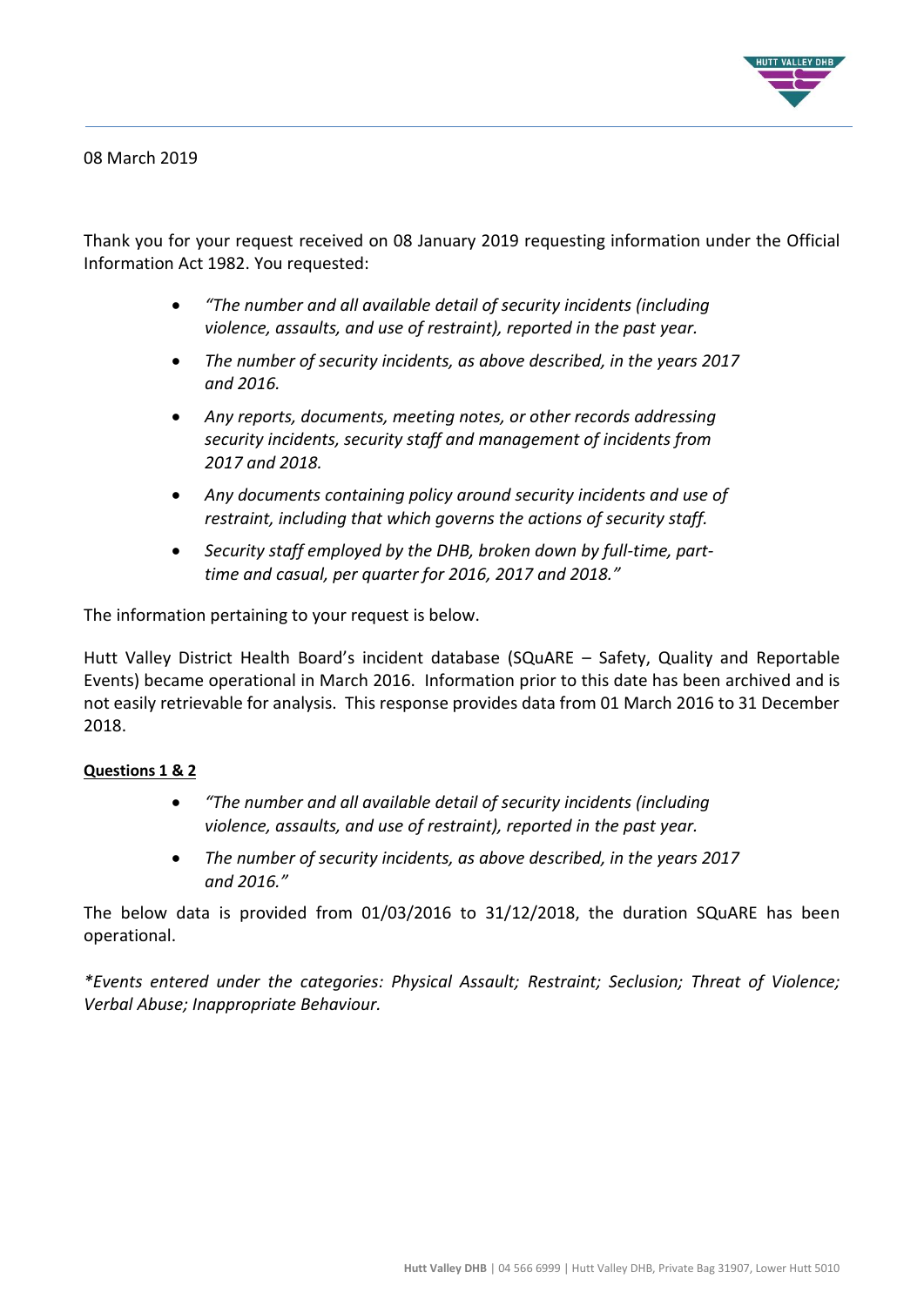08 March 2019

Thank you for your request received on 08 January 2019 requesting information under the Official Information Act 1982. You requested:

- *"The number and all available detail of security incidents (including violence, assaults, and use of restraint), reported in the past year.*
- *The number of security incidents, as above described, in the years 2017 and 2016.*
- *Any reports, documents, meeting notes, or other records addressing security incidents, security staff and management of incidents from 2017 and 2018.*
- *Any documents containing policy around security incidents and use of restraint, including that which governs the actions of security staff.*
- *Security staff employed by the DHB, broken down by full-time, part-time and casual, per quarter for 2016, 2017 and 2018."*

The information pertaining to your request is below.

Hutt Valley District Health Board's incident database (SQuARE – Safety, Quality and Reportable Events) became operational in March 2016. Information prior to this date has been archived and is not easily retrievable for analysis. This response provides data from 01 March 2016 to 31 December 2018.

**<u>Questions 1 & 2</u>**

- *"The number and all available detail of security incidents (including violence, assaults, and use of restraint), reported in the past year.*
- *The number of security incidents, as above described, in the years 2017 and 2016."*

The below data is provided from 01/03/2016 to 31/12/2018, the duration SQuARE has been operational.

**Events entered under the categories: Physical Assault; Restraint; Seclusion; Threat of Violence; Verbal Abuse; Inappropriate Behaviour.*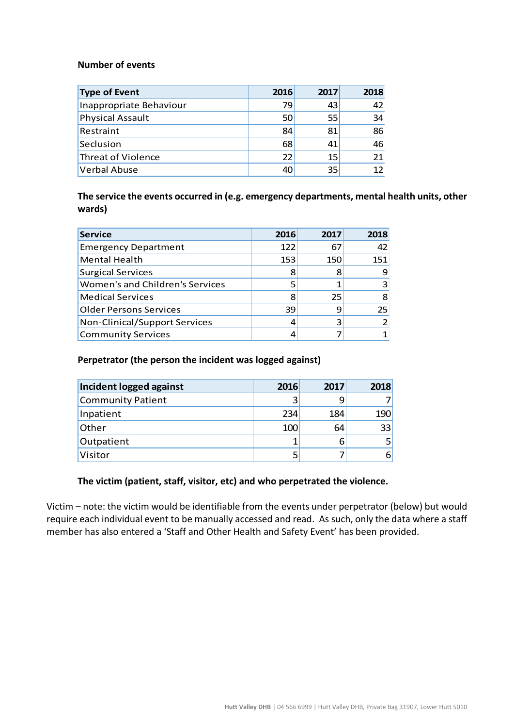**Number of events**

| Type of Event | 2016 | 2017 | 2018 |
|---|---|---|---|
| Inappropriate Behaviour | 79 | 43 | 42 |
| Physical Assault | 50 | 55 | 34 |
| Restraint | 84 | 81 | 86 |
| Seclusion | 68 | 41 | 46 |
| Threat of Violence | 22 | 15 | 21 |
| Verbal Abuse | 40 | 35 | 12 |

**The service the events occurred in (e.g. emergency departments, mental health units, other wards)**

| Service | 2016 | 2017 | 2018 |
|---|---|---|---|
| Emergency Department | 122 | 67 | 42 |
| Mental Health | 153 | 150 | 151 |
| Surgical Services | 8 | 8 | 9 |
| Women's and Children's Services | 5 | 1 | 3 |
| Medical Services | 8 | 25 | 8 |
| Older Persons Services | 39 | 9 | 25 |
| Non-Clinical/Support Services | 4 | 3 | 2 |
| Community Services | 4 | 7 | 1 |

**Perpetrator (the person the incident was logged against)**

| Incident logged against | 2016 | 2017 | 2018 |
|---|---|---|---|
| Community Patient | 3 | 9 | 7 |
| Inpatient | 234 | 184 | 190 |
| Other | 100 | 64 | 33 |
| Outpatient | 1 | 6 | 5 |
| Visitor | 5 | 7 | 6 |

**The victim (patient, staff, visitor, etc) and who perpetrated the violence.**

Victim – note: the victim would be identifiable from the events under perpetrator (below) but would require each individual event to be manually accessed and read. As such, only the data where a staff member has also entered a 'Staff and Other Health and Safety Event' has been provided.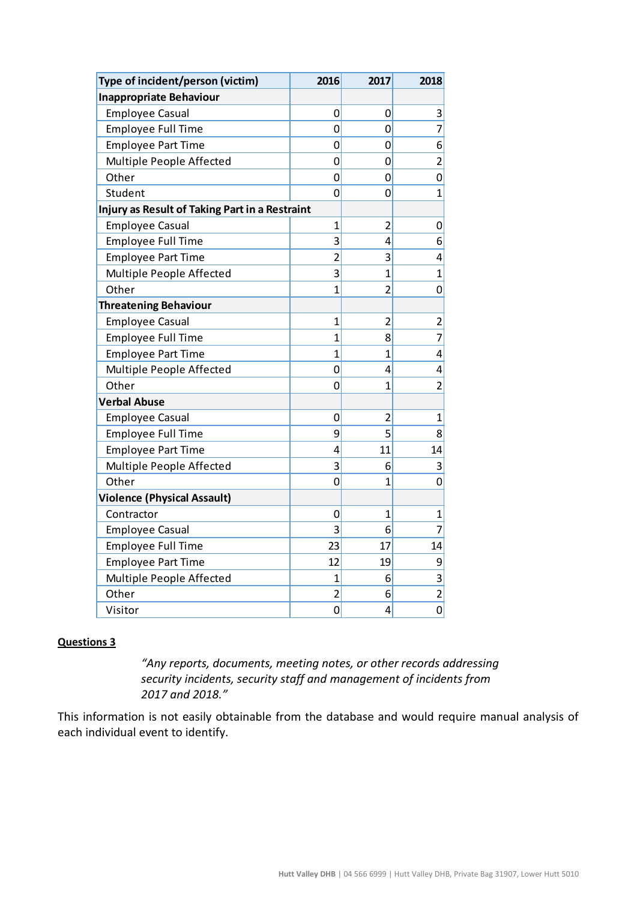| Type of incident/person (victim) | 2016 | 2017 | 2018 |
|---|---|---|---|
| **Inappropriate Behaviour** | | | |
| Employee Casual | 0 | 0 | 3 |
| Employee Full Time | 0 | 0 | 7 |
| Employee Part Time | 0 | 0 | 6 |
| Multiple People Affected | 0 | 0 | 2 |
| Other | 0 | 0 | 0 |
| Student | 0 | 0 | 1 |
| **Injury as Result of Taking Part in a Restraint** | | | |
| Employee Casual | 1 | 2 | 0 |
| Employee Full Time | 3 | 4 | 6 |
| Employee Part Time | 2 | 3 | 4 |
| Multiple People Affected | 3 | 1 | 1 |
| Other | 1 | 2 | 0 |
| **Threatening Behaviour** | | | |
| Employee Casual | 1 | 2 | 2 |
| Employee Full Time | 1 | 8 | 7 |
| Employee Part Time | 1 | 1 | 4 |
| Multiple People Affected | 0 | 4 | 4 |
| Other | 0 | 1 | 2 |
| **Verbal Abuse** | | | |
| Employee Casual | 0 | 2 | 1 |
| Employee Full Time | 9 | 5 | 8 |
| Employee Part Time | 4 | 11 | 14 |
| Multiple People Affected | 3 | 6 | 3 |
| Other | 0 | 1 | 0 |
| **Violence (Physical Assault)** | | | |
| Contractor | 0 | 1 | 1 |
| Employee Casual | 3 | 6 | 7 |
| Employee Full Time | 23 | 17 | 14 |
| Employee Part Time | 12 | 19 | 9 |
| Multiple People Affected | 1 | 6 | 3 |
| Other | 2 | 6 | 2 |
| Visitor | 0 | 4 | 0 |

**Questions 3**

> *"Any reports, documents, meeting notes, or other records addressing security incidents, security staff and management of incidents from 2017 and 2018."*

This information is not easily obtainable from the database and would require manual analysis of each individual event to identify.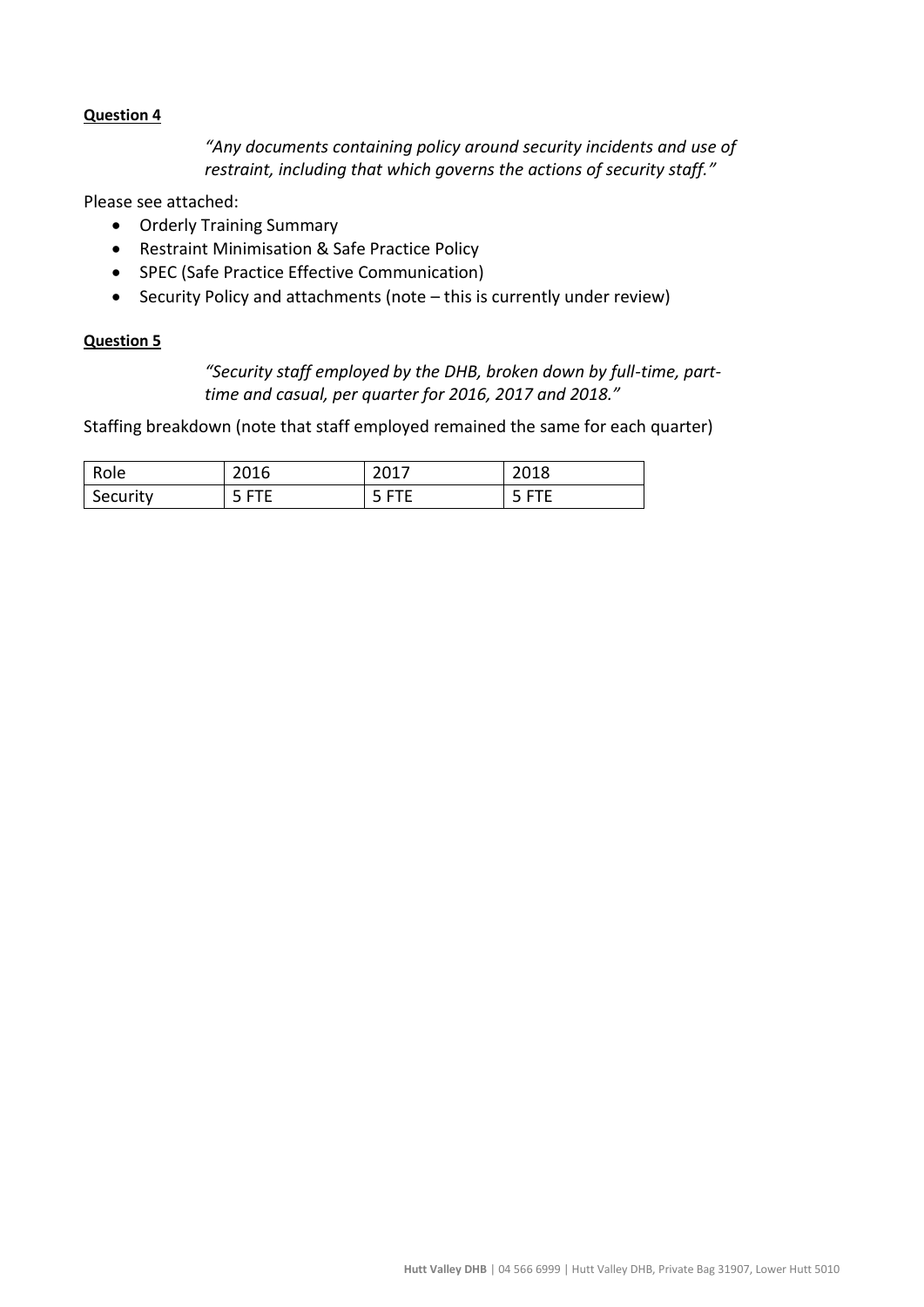**Question 4**

*"Any documents containing policy around security incidents and use of restraint, including that which governs the actions of security staff."*

Please see attached:

- Orderly Training Summary
- Restraint Minimisation & Safe Practice Policy
- SPEC (Safe Practice Effective Communication)
- Security Policy and attachments (note – this is currently under review)

**Question 5**

*"Security staff employed by the DHB, broken down by full-time, part-time and casual, per quarter for 2016, 2017 and 2018."*

Staffing breakdown (note that staff employed remained the same for each quarter)

| Role | 2016 | 2017 | 2018 |
|---|---|---|---|
| Security | 5 FTE | 5 FTE | 5 FTE |